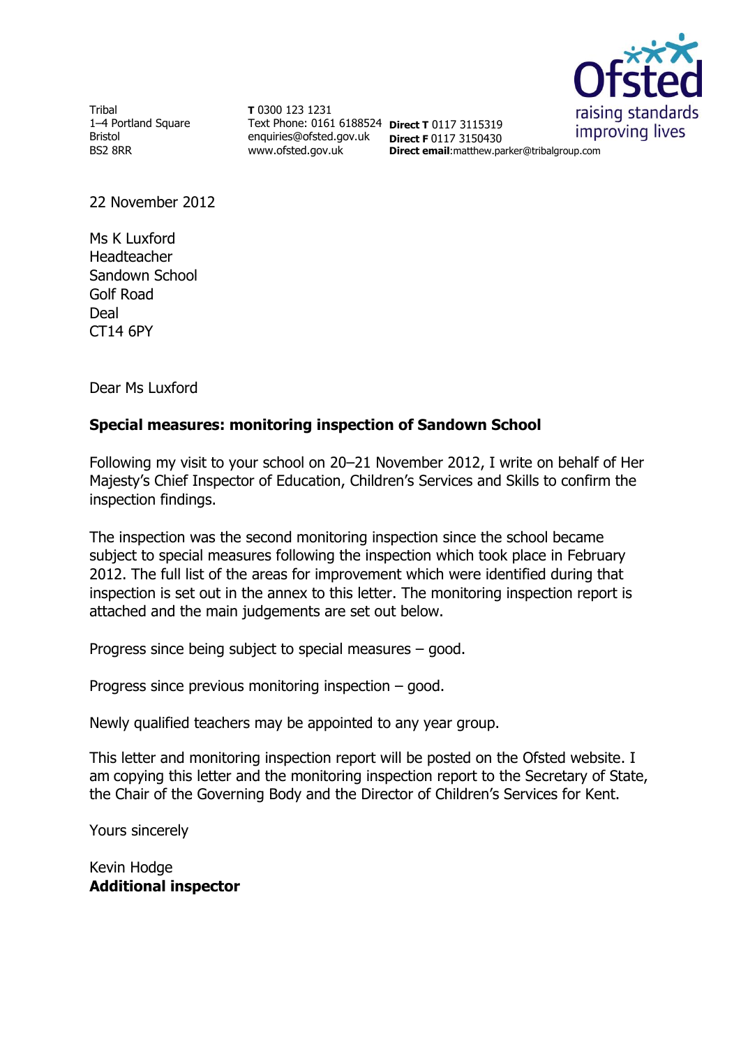Tribal
1–4 Portland Square
Bristol
BS2 8RR

**T** 0300 123 1231
Text Phone: 0161 6188524
enquiries@ofsted.gov.uk
www.ofsted.gov.uk

**Direct T** 0117 3115319
**Direct F** 0117 3150430
**Direct email**:matthew.parker@tribalgroup.com

22 November 2012

Ms K Luxford
Headteacher
Sandown School
Golf Road
Deal
CT14 6PY

Dear Ms Luxford

**Special measures: monitoring inspection of Sandown School**

Following my visit to your school on 20–21 November 2012, I write on behalf of Her Majesty's Chief Inspector of Education, Children's Services and Skills to confirm the inspection findings.

The inspection was the second monitoring inspection since the school became subject to special measures following the inspection which took place in February 2012. The full list of the areas for improvement which were identified during that inspection is set out in the annex to this letter. The monitoring inspection report is attached and the main judgements are set out below.

Progress since being subject to special measures – good.

Progress since previous monitoring inspection – good.

Newly qualified teachers may be appointed to any year group.

This letter and monitoring inspection report will be posted on the Ofsted website. I am copying this letter and the monitoring inspection report to the Secretary of State, the Chair of the Governing Body and the Director of Children's Services for Kent.

Yours sincerely

Kevin Hodge
**Additional inspector**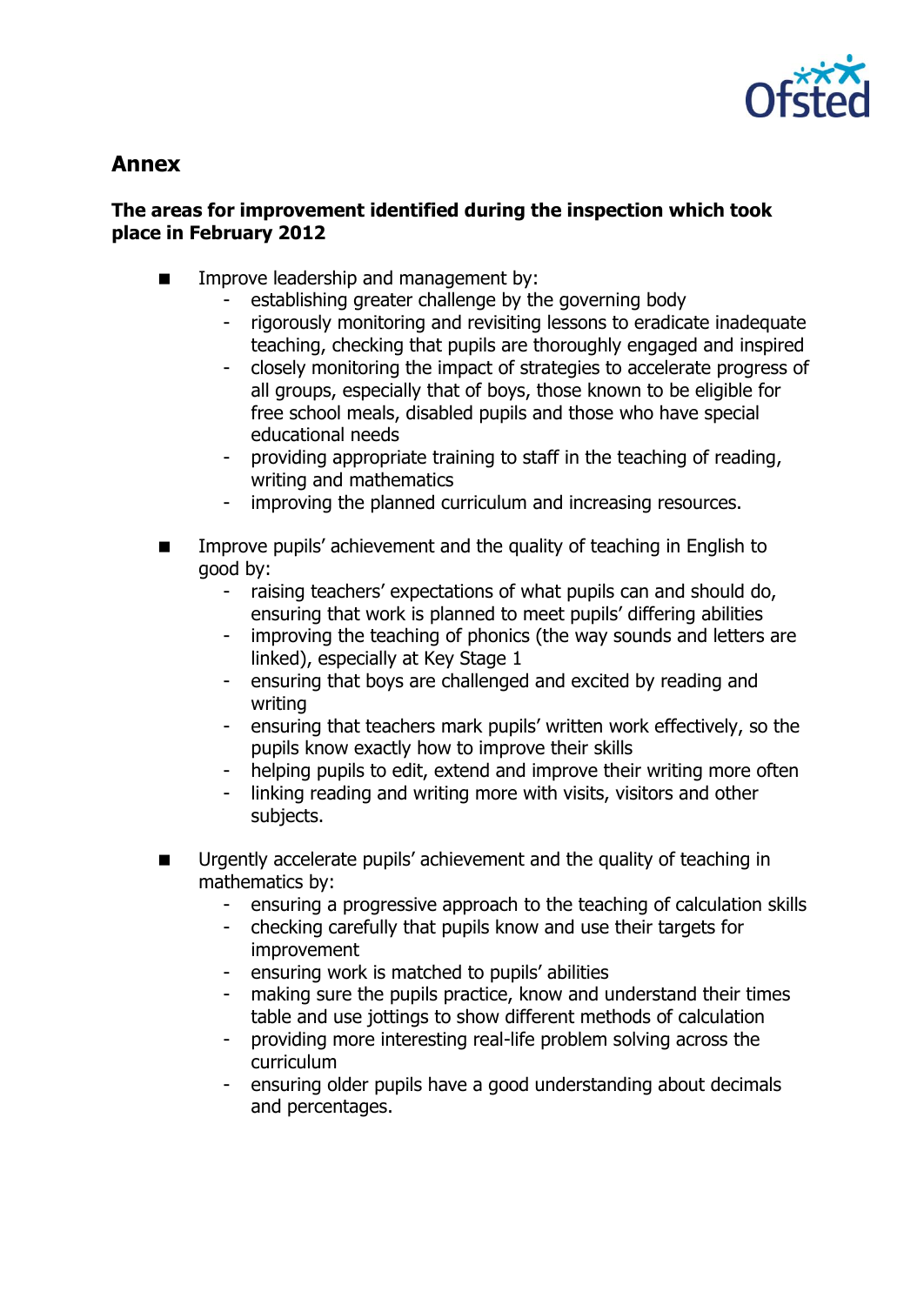## Annex

### The areas for improvement identified during the inspection which took place in February 2012

- Improve leadership and management by:
  - establishing greater challenge by the governing body
  - rigorously monitoring and revisiting lessons to eradicate inadequate teaching, checking that pupils are thoroughly engaged and inspired
  - closely monitoring the impact of strategies to accelerate progress of all groups, especially that of boys, those known to be eligible for free school meals, disabled pupils and those who have special educational needs
  - providing appropriate training to staff in the teaching of reading, writing and mathematics
  - improving the planned curriculum and increasing resources.

- Improve pupils' achievement and the quality of teaching in English to good by:
  - raising teachers' expectations of what pupils can and should do, ensuring that work is planned to meet pupils' differing abilities
  - improving the teaching of phonics (the way sounds and letters are linked), especially at Key Stage 1
  - ensuring that boys are challenged and excited by reading and writing
  - ensuring that teachers mark pupils' written work effectively, so the pupils know exactly how to improve their skills
  - helping pupils to edit, extend and improve their writing more often
  - linking reading and writing more with visits, visitors and other subjects.

- Urgently accelerate pupils' achievement and the quality of teaching in mathematics by:
  - ensuring a progressive approach to the teaching of calculation skills
  - checking carefully that pupils know and use their targets for improvement
  - ensuring work is matched to pupils' abilities
  - making sure the pupils practice, know and understand their times table and use jottings to show different methods of calculation
  - providing more interesting real-life problem solving across the curriculum
  - ensuring older pupils have a good understanding about decimals and percentages.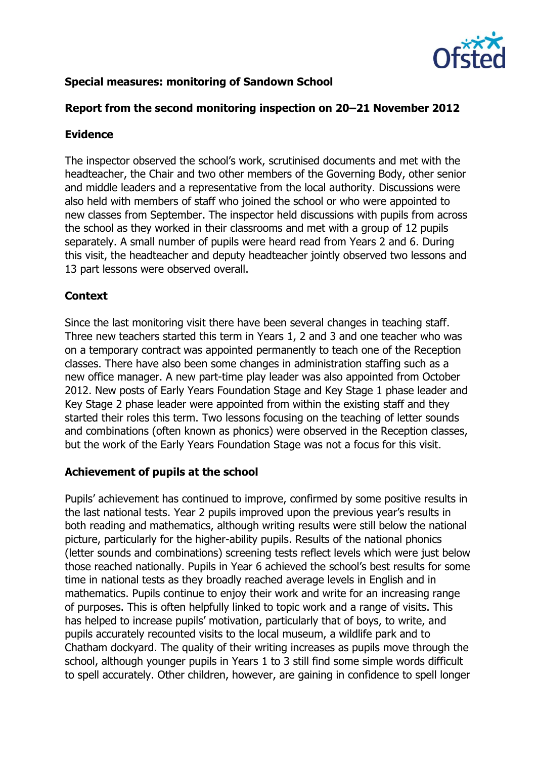## Special measures: monitoring of Sandown School

## Report from the second monitoring inspection on 20–21 November 2012

### Evidence

The inspector observed the school's work, scrutinised documents and met with the headteacher, the Chair and two other members of the Governing Body, other senior and middle leaders and a representative from the local authority. Discussions were also held with members of staff who joined the school or who were appointed to new classes from September. The inspector held discussions with pupils from across the school as they worked in their classrooms and met with a group of 12 pupils separately. A small number of pupils were heard read from Years 2 and 6. During this visit, the headteacher and deputy headteacher jointly observed two lessons and 13 part lessons were observed overall.

### Context

Since the last monitoring visit there have been several changes in teaching staff. Three new teachers started this term in Years 1, 2 and 3 and one teacher who was on a temporary contract was appointed permanently to teach one of the Reception classes. There have also been some changes in administration staffing such as a new office manager. A new part-time play leader was also appointed from October 2012. New posts of Early Years Foundation Stage and Key Stage 1 phase leader and Key Stage 2 phase leader were appointed from within the existing staff and they started their roles this term. Two lessons focusing on the teaching of letter sounds and combinations (often known as phonics) were observed in the Reception classes, but the work of the Early Years Foundation Stage was not a focus for this visit.

### Achievement of pupils at the school

Pupils' achievement has continued to improve, confirmed by some positive results in the last national tests. Year 2 pupils improved upon the previous year's results in both reading and mathematics, although writing results were still below the national picture, particularly for the higher-ability pupils. Results of the national phonics (letter sounds and combinations) screening tests reflect levels which were just below those reached nationally. Pupils in Year 6 achieved the school's best results for some time in national tests as they broadly reached average levels in English and in mathematics. Pupils continue to enjoy their work and write for an increasing range of purposes. This is often helpfully linked to topic work and a range of visits. This has helped to increase pupils' motivation, particularly that of boys, to write, and pupils accurately recounted visits to the local museum, a wildlife park and to Chatham dockyard. The quality of their writing increases as pupils move through the school, although younger pupils in Years 1 to 3 still find some simple words difficult to spell accurately. Other children, however, are gaining in confidence to spell longer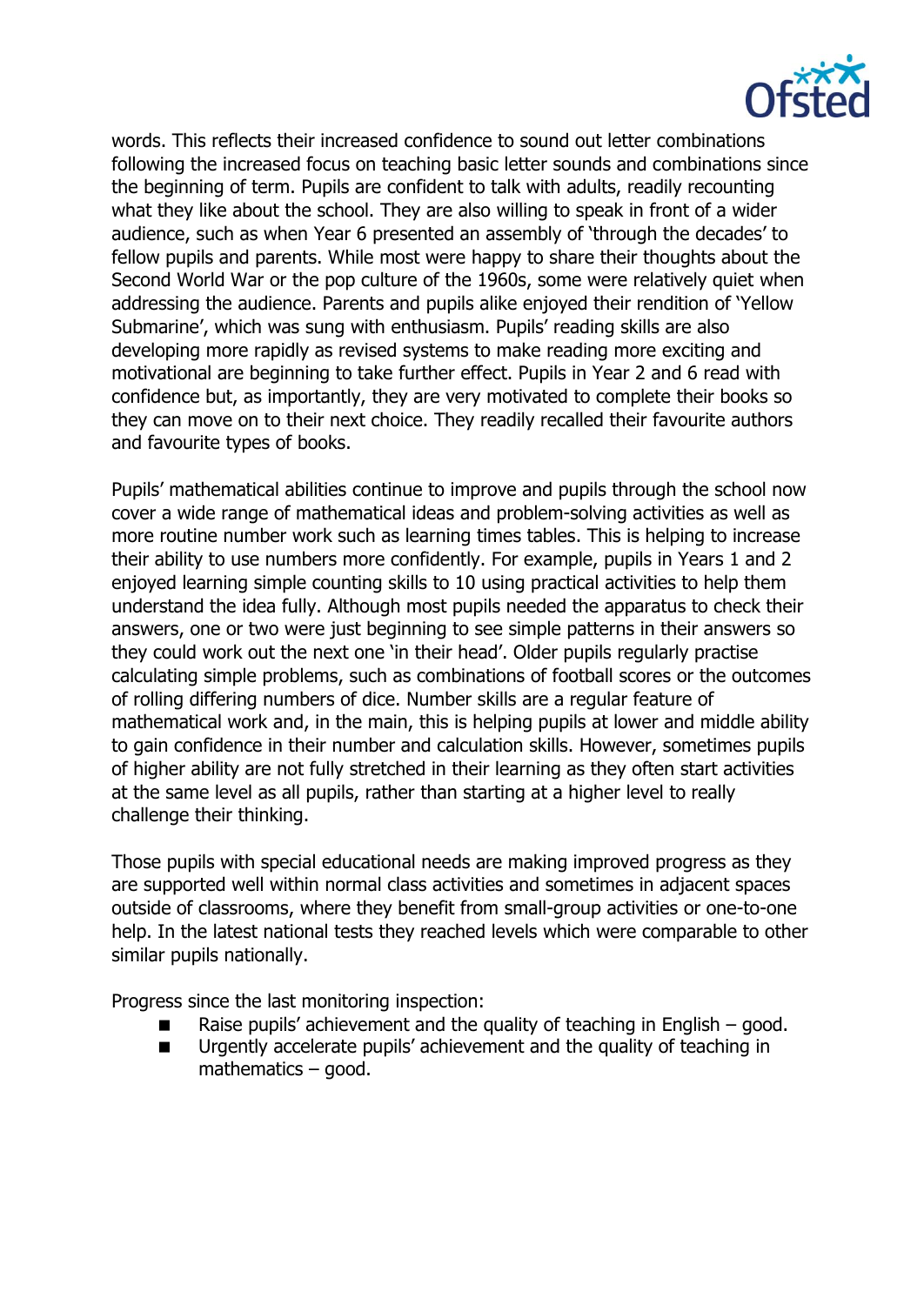words. This reflects their increased confidence to sound out letter combinations following the increased focus on teaching basic letter sounds and combinations since the beginning of term. Pupils are confident to talk with adults, readily recounting what they like about the school. They are also willing to speak in front of a wider audience, such as when Year 6 presented an assembly of 'through the decades' to fellow pupils and parents. While most were happy to share their thoughts about the Second World War or the pop culture of the 1960s, some were relatively quiet when addressing the audience. Parents and pupils alike enjoyed their rendition of 'Yellow Submarine', which was sung with enthusiasm. Pupils' reading skills are also developing more rapidly as revised systems to make reading more exciting and motivational are beginning to take further effect. Pupils in Year 2 and 6 read with confidence but, as importantly, they are very motivated to complete their books so they can move on to their next choice. They readily recalled their favourite authors and favourite types of books.

Pupils' mathematical abilities continue to improve and pupils through the school now cover a wide range of mathematical ideas and problem-solving activities as well as more routine number work such as learning times tables. This is helping to increase their ability to use numbers more confidently. For example, pupils in Years 1 and 2 enjoyed learning simple counting skills to 10 using practical activities to help them understand the idea fully. Although most pupils needed the apparatus to check their answers, one or two were just beginning to see simple patterns in their answers so they could work out the next one 'in their head'. Older pupils regularly practise calculating simple problems, such as combinations of football scores or the outcomes of rolling differing numbers of dice. Number skills are a regular feature of mathematical work and, in the main, this is helping pupils at lower and middle ability to gain confidence in their number and calculation skills. However, sometimes pupils of higher ability are not fully stretched in their learning as they often start activities at the same level as all pupils, rather than starting at a higher level to really challenge their thinking.

Those pupils with special educational needs are making improved progress as they are supported well within normal class activities and sometimes in adjacent spaces outside of classrooms, where they benefit from small-group activities or one-to-one help. In the latest national tests they reached levels which were comparable to other similar pupils nationally.

Progress since the last monitoring inspection:

- Raise pupils' achievement and the quality of teaching in English – good.
- Urgently accelerate pupils' achievement and the quality of teaching in mathematics – good.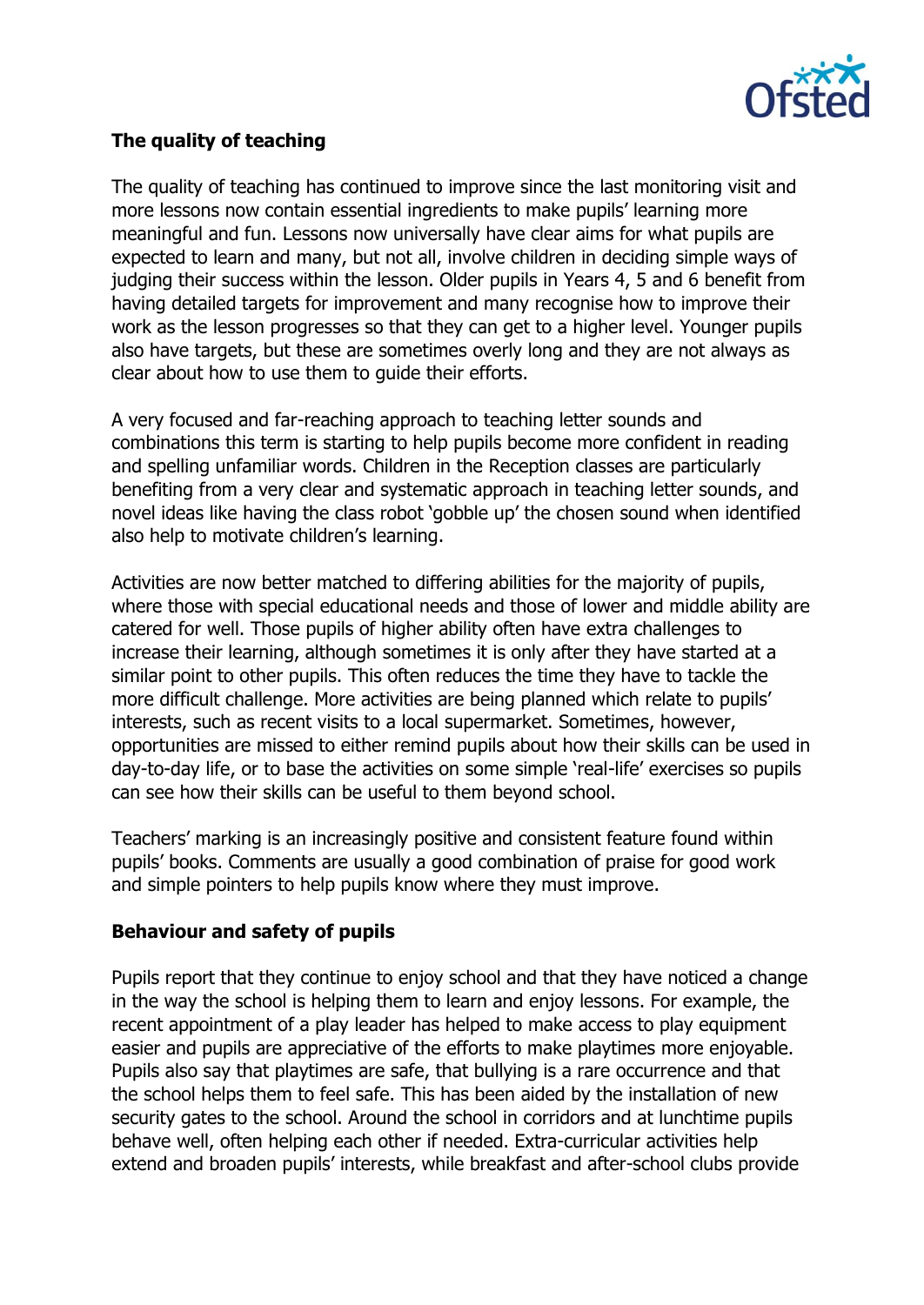**The quality of teaching**

The quality of teaching has continued to improve since the last monitoring visit and more lessons now contain essential ingredients to make pupils' learning more meaningful and fun. Lessons now universally have clear aims for what pupils are expected to learn and many, but not all, involve children in deciding simple ways of judging their success within the lesson. Older pupils in Years 4, 5 and 6 benefit from having detailed targets for improvement and many recognise how to improve their work as the lesson progresses so that they can get to a higher level. Younger pupils also have targets, but these are sometimes overly long and they are not always as clear about how to use them to guide their efforts.

A very focused and far-reaching approach to teaching letter sounds and combinations this term is starting to help pupils become more confident in reading and spelling unfamiliar words. Children in the Reception classes are particularly benefiting from a very clear and systematic approach in teaching letter sounds, and novel ideas like having the class robot 'gobble up' the chosen sound when identified also help to motivate children's learning.

Activities are now better matched to differing abilities for the majority of pupils, where those with special educational needs and those of lower and middle ability are catered for well. Those pupils of higher ability often have extra challenges to increase their learning, although sometimes it is only after they have started at a similar point to other pupils. This often reduces the time they have to tackle the more difficult challenge. More activities are being planned which relate to pupils' interests, such as recent visits to a local supermarket. Sometimes, however, opportunities are missed to either remind pupils about how their skills can be used in day-to-day life, or to base the activities on some simple 'real-life' exercises so pupils can see how their skills can be useful to them beyond school.

Teachers' marking is an increasingly positive and consistent feature found within pupils' books. Comments are usually a good combination of praise for good work and simple pointers to help pupils know where they must improve.

**Behaviour and safety of pupils**

Pupils report that they continue to enjoy school and that they have noticed a change in the way the school is helping them to learn and enjoy lessons. For example, the recent appointment of a play leader has helped to make access to play equipment easier and pupils are appreciative of the efforts to make playtimes more enjoyable. Pupils also say that playtimes are safe, that bullying is a rare occurrence and that the school helps them to feel safe. This has been aided by the installation of new security gates to the school. Around the school in corridors and at lunchtime pupils behave well, often helping each other if needed. Extra-curricular activities help extend and broaden pupils' interests, while breakfast and after-school clubs provide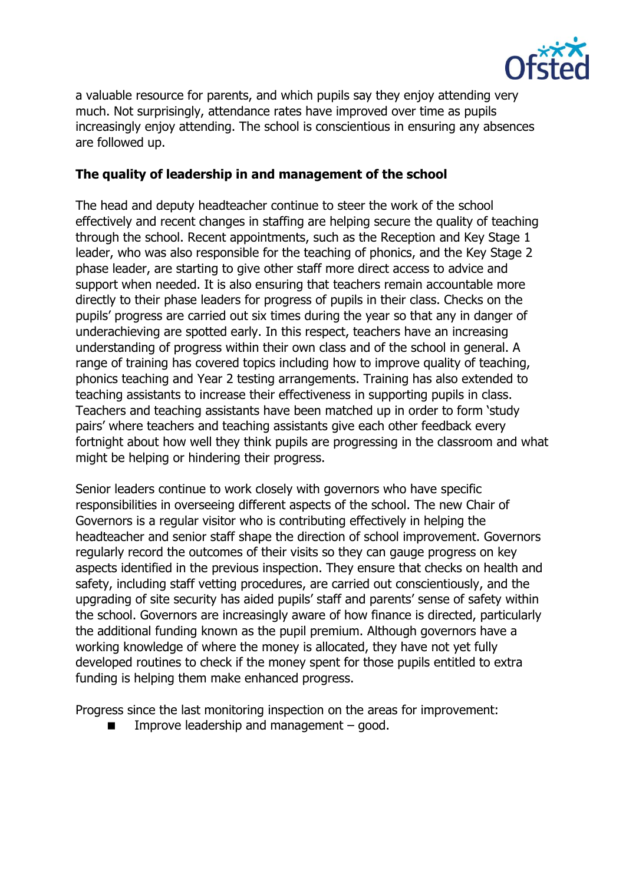a valuable resource for parents, and which pupils say they enjoy attending very much. Not surprisingly, attendance rates have improved over time as pupils increasingly enjoy attending. The school is conscientious in ensuring any absences are followed up.

**The quality of leadership in and management of the school**

The head and deputy headteacher continue to steer the work of the school effectively and recent changes in staffing are helping secure the quality of teaching through the school. Recent appointments, such as the Reception and Key Stage 1 leader, who was also responsible for the teaching of phonics, and the Key Stage 2 phase leader, are starting to give other staff more direct access to advice and support when needed. It is also ensuring that teachers remain accountable more directly to their phase leaders for progress of pupils in their class. Checks on the pupils' progress are carried out six times during the year so that any in danger of underachieving are spotted early. In this respect, teachers have an increasing understanding of progress within their own class and of the school in general. A range of training has covered topics including how to improve quality of teaching, phonics teaching and Year 2 testing arrangements. Training has also extended to teaching assistants to increase their effectiveness in supporting pupils in class. Teachers and teaching assistants have been matched up in order to form 'study pairs' where teachers and teaching assistants give each other feedback every fortnight about how well they think pupils are progressing in the classroom and what might be helping or hindering their progress.

Senior leaders continue to work closely with governors who have specific responsibilities in overseeing different aspects of the school. The new Chair of Governors is a regular visitor who is contributing effectively in helping the headteacher and senior staff shape the direction of school improvement. Governors regularly record the outcomes of their visits so they can gauge progress on key aspects identified in the previous inspection. They ensure that checks on health and safety, including staff vetting procedures, are carried out conscientiously, and the upgrading of site security has aided pupils' staff and parents' sense of safety within the school. Governors are increasingly aware of how finance is directed, particularly the additional funding known as the pupil premium. Although governors have a working knowledge of where the money is allocated, they have not yet fully developed routines to check if the money spent for those pupils entitled to extra funding is helping them make enhanced progress.

Progress since the last monitoring inspection on the areas for improvement:

- Improve leadership and management – good.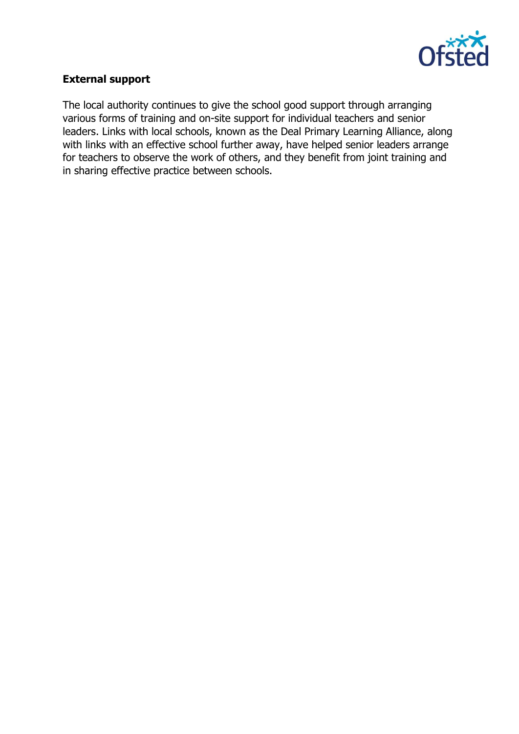## External support

The local authority continues to give the school good support through arranging various forms of training and on-site support for individual teachers and senior leaders. Links with local schools, known as the Deal Primary Learning Alliance, along with links with an effective school further away, have helped senior leaders arrange for teachers to observe the work of others, and they benefit from joint training and in sharing effective practice between schools.